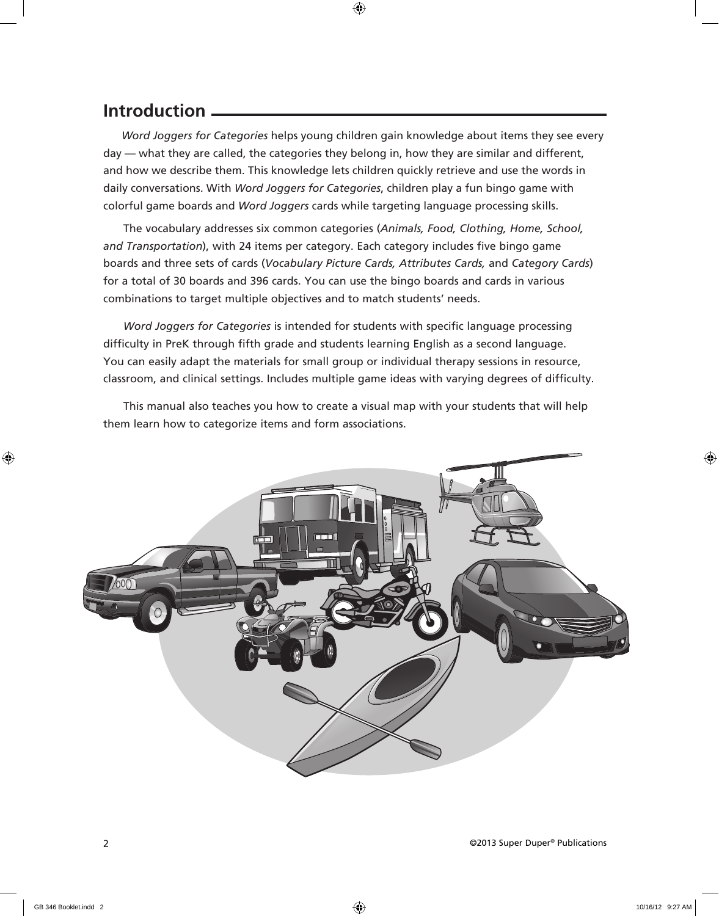## Introduction

*Word Joggers for Categories* helps young children gain knowledge about items they see every day — what they are called, the categories they belong in, how they are similar and different, and how we describe them. This knowledge lets children quickly retrieve and use the words in daily conversations. With *Word Joggers for Categories*, children play a fun bingo game with colorful game boards and *Word Joggers* cards while targeting language processing skills.

The vocabulary addresses six common categories (*Animals, Food, Clothing, Home, School, and Transportation*), with 24 items per category. Each category includes five bingo game boards and three sets of cards (*Vocabulary Picture Cards, Attributes Cards,* and *Category Cards*) for a total of 30 boards and 396 cards. You can use the bingo boards and cards in various combinations to target multiple objectives and to match students' needs.

*Word Joggers for Categories* is intended for students with specific language processing difficulty in PreK through fifth grade and students learning English as a second language. You can easily adapt the materials for small group or individual therapy sessions in resource, classroom, and clinical settings. Includes multiple game ideas with varying degrees of difficulty.

This manual also teaches you how to create a visual map with your students that will help them learn how to categorize items and form associations.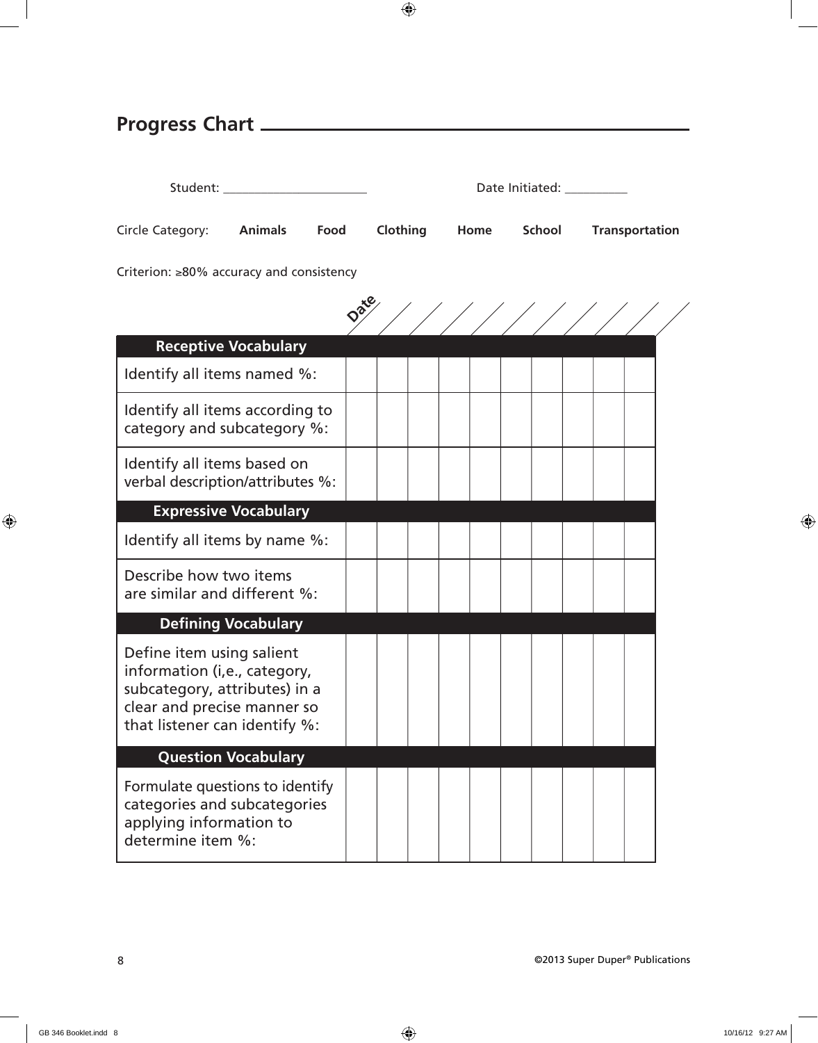## Progress Chart

Student: ______________________ Date Initiated: __________

Circle Category: **Animals** **Food** **Clothing** **Home** **School** **Transportation**

Criterion: ≥80% accuracy and consistency

| Date | | | | | | | | | | |
|---|---|---|---|---|---|---|---|---|---|---|
| **Receptive Vocabulary** | | | | | | | | | | |
| Identify all items named %: | | | | | | | | | | |
| Identify all items according to category and subcategory %: | | | | | | | | | | |
| Identify all items based on verbal description/attributes %: | | | | | | | | | | |
| **Expressive Vocabulary** | | | | | | | | | | |
| Identify all items by name %: | | | | | | | | | | |
| Describe how two items are similar and different %: | | | | | | | | | | |
| **Defining Vocabulary** | | | | | | | | | | |
| Define item using salient information (i,e., category, subcategory, attributes) in a clear and precise manner so that listener can identify %: | | | | | | | | | | |
| **Question Vocabulary** | | | | | | | | | | |
| Formulate questions to identify categories and subcategories applying information to determine item %: | | | | | | | | | | |

©2013 Super Duper® Publications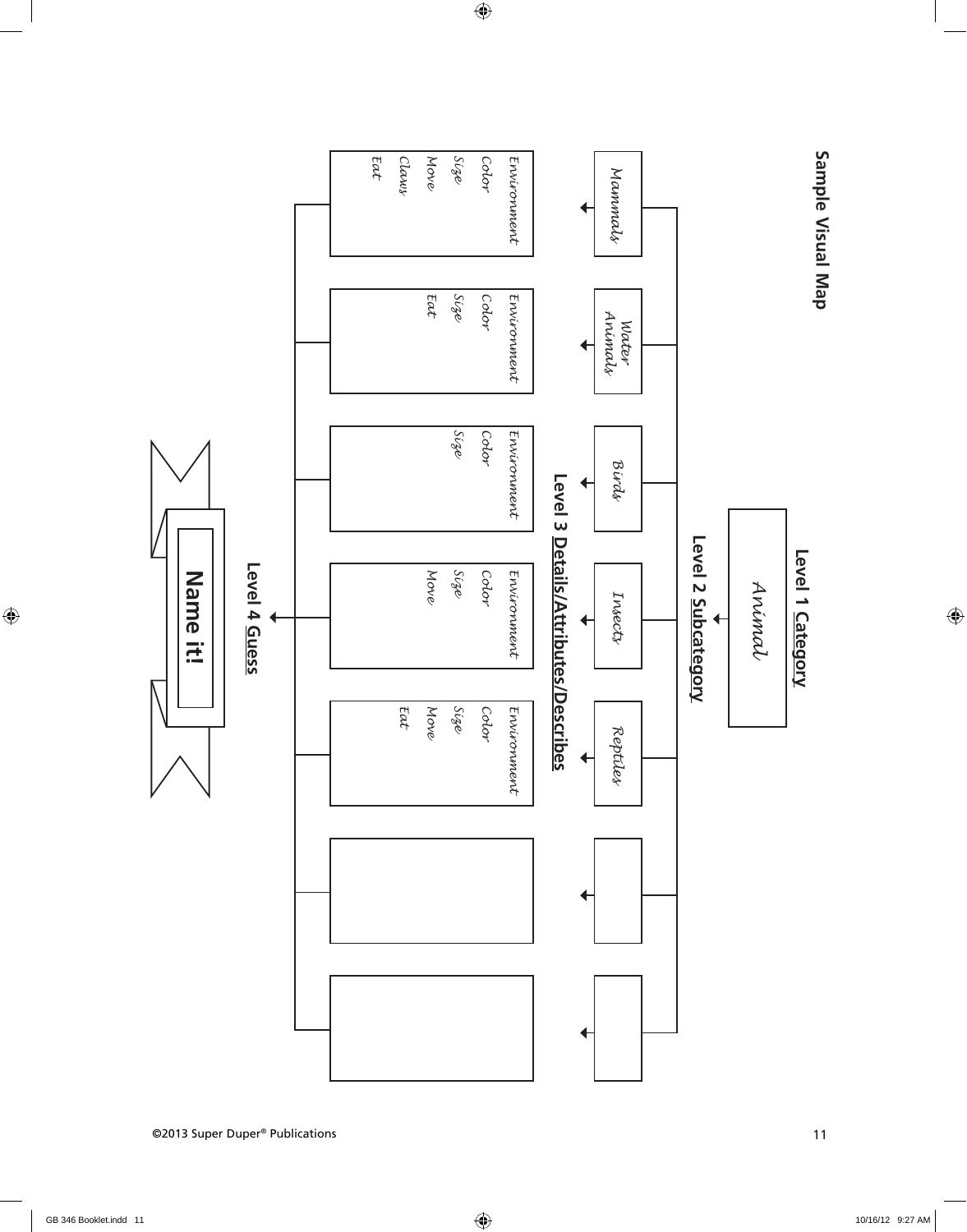# Sample Visual Map

**Level 1 Category**

*Animal*

**Level 2 Subcategory**

| *Mammals* | *Water Animals* | *Birds* | *Insects* | *Reptiles* | | |
|---|---|---|---|---|---|---|

**Level 3 Details/Attributes/Describes**

| Mammals | Water Animals | Birds | Insects | Reptiles | | |
|---|---|---|---|---|---|---|
| *Environment* | *Environment* | *Environment* | *Environment* | *Environment* | | |
| *Color* | *Color* | *Color* | *Color* | *Color* | | |
| *Size* | *Size* | *Size* | *Size* | *Size* | | |
| *Move* | *Eat* | | *Move* | *Move* | | |
| *Claws* | | | | *Eat* | | |
| *Eat* | | | | | | |

**Level 4 Guess**

**Name it!**

©2013 Super Duper® Publications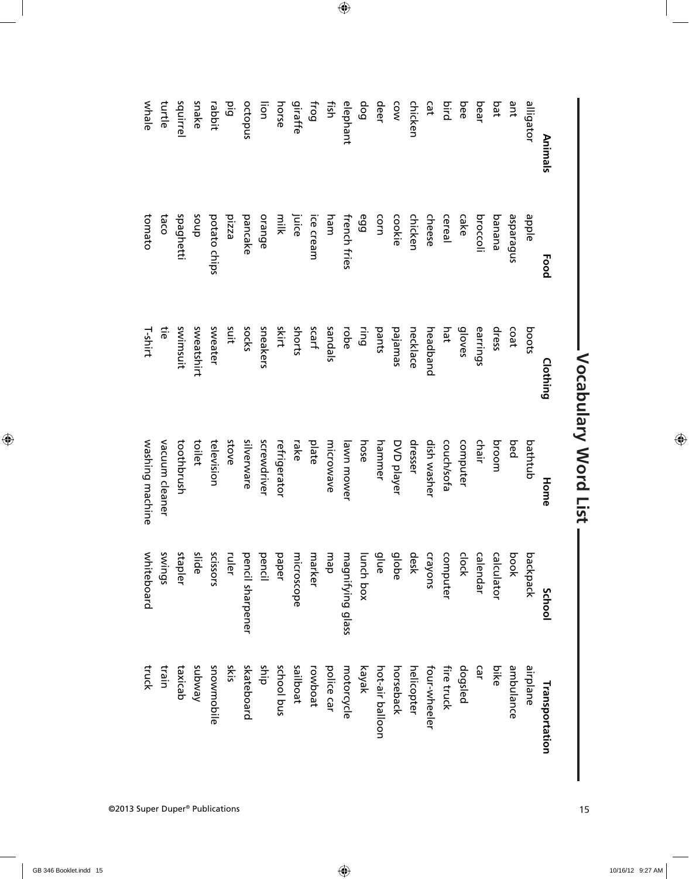# Vocabulary Word List

| Animals | Food | Clothing | Home | School | Transportation |
| --- | --- | --- | --- | --- | --- |
| alligator | apple | boots | bathtub | backpack | airplane |
| ant | asparagus | coat | bed | book | ambulance |
| bat | banana | dress | broom | calculator | bike |
| bear | broccoli | earrings | chair | calendar | car |
| bee | cake | gloves | computer | clock | dogsled |
| bird | cereal | hat | couch/sofa | computer | fire truck |
| cat | cheese | headband | dish washer | crayons | four-wheeler |
| chicken | chicken | necklace | dresser | desk | helicopter |
| cow | cookie | pajamas | DVD player | globe | horseback |
| deer | corn | pants | hammer | glue | hot-air balloon |
| dog | egg | ring | hose | lunch box | kayak |
| elephant | french fries | robe | lawn mower | magnifying glass | motorcycle |
| fish | ham | sandals | microwave | map | police car |
| frog | ice cream | scarf | plate | marker | rowboat |
| giraffe | juice | shorts | rake | microscope | sailboat |
| horse | milk | skirt | refrigerator | paper | school bus |
| lion | orange | sneakers | screwdriver | pencil | ship |
| octopus | pancake | socks | silverware | pencil sharpener | skateboard |
| pig | pizza | suit | stove | ruler | skis |
| rabbit | potato chips | sweater | television | scissors | snowmobile |
| snake | soup | sweatshirt | toilet | slide | subway |
| squirrel | spaghetti | swimsuit | toothbrush | stapler | taxicab |
| turtle | taco | tie | vacuum cleaner | swings | train |
| whale | tomato | T-shirt | washing machine | whiteboard | truck |

©2013 Super Duper® Publications